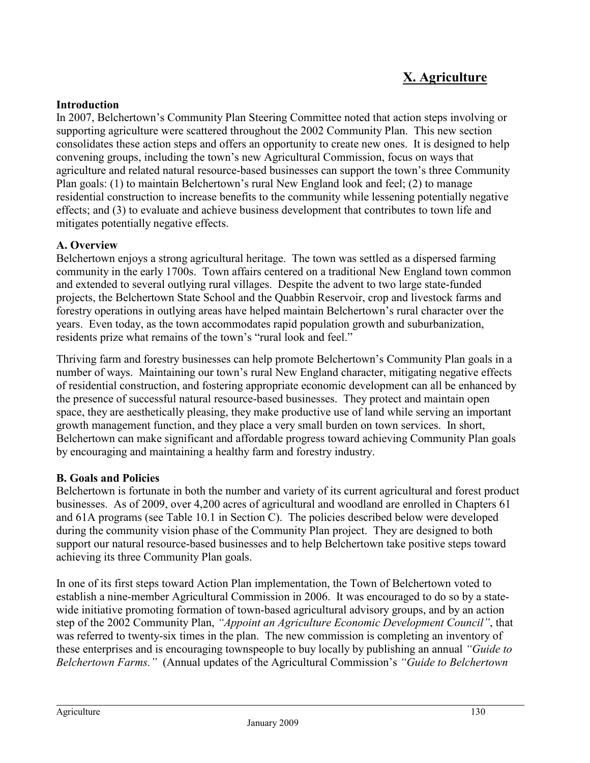# X. Agriculture

### Introduction

In 2007, Belchertown's Community Plan Steering Committee noted that action steps involving or supporting agriculture were scattered throughout the 2002 Community Plan. This new section consolidates these action steps and offers an opportunity to create new ones. It is designed to help convening groups, including the town's new Agricultural Commission, focus on ways that agriculture and related natural resource-based businesses can support the town's three Community Plan goals: (1) to maintain Belchertown's rural New England look and feel; (2) to manage residential construction to increase benefits to the community while lessening potentially negative effects; and (3) to evaluate and achieve business development that contributes to town life and mitigates potentially negative effects.

### A. Overview

Belchertown enjoys a strong agricultural heritage. The town was settled as a dispersed farming community in the early 1700s. Town affairs centered on a traditional New England town common and extended to several outlying rural villages. Despite the advent to two large state-funded projects, the Belchertown State School and the Quabbin Reservoir, crop and livestock farms and forestry operations in outlying areas have helped maintain Belchertown's rural character over the years. Even today, as the town accommodates rapid population growth and suburbanization, residents prize what remains of the town's "rural look and feel."

Thriving farm and forestry businesses can help promote Belchertown's Community Plan goals in a number of ways. Maintaining our town's rural New England character, mitigating negative effects of residential construction, and fostering appropriate economic development can all be enhanced by the presence of successful natural resource-based businesses. They protect and maintain open space, they are aesthetically pleasing, they make productive use of land while serving an important growth management function, and they place a very small burden on town services. In short, Belchertown can make significant and affordable progress toward achieving Community Plan goals by encouraging and maintaining a healthy farm and forestry industry.

### B. Goals and Policies

Belchertown is fortunate in both the number and variety of its current agricultural and forest product businesses. As of 2009, over 4,200 acres of agricultural and woodland are enrolled in Chapters 61 and 61A programs (see Table 10.1 in Section C). The policies described below were developed during the community vision phase of the Community Plan project. They are designed to both support our natural resource-based businesses and to help Belchertown take positive steps toward achieving its three Community Plan goals.

In one of its first steps toward Action Plan implementation, the Town of Belchertown voted to establish a nine-member Agricultural Commission in 2006. It was encouraged to do so by a state-wide initiative promoting formation of town-based agricultural advisory groups, and by an action step of the 2002 Community Plan, *"Appoint an Agriculture Economic Development Council"*, that was referred to twenty-six times in the plan. The new commission is completing an inventory of these enterprises and is encouraging townspeople to buy locally by publishing an annual *"Guide to Belchertown Farms."* (Annual updates of the Agricultural Commission's *"Guide to Belchertown*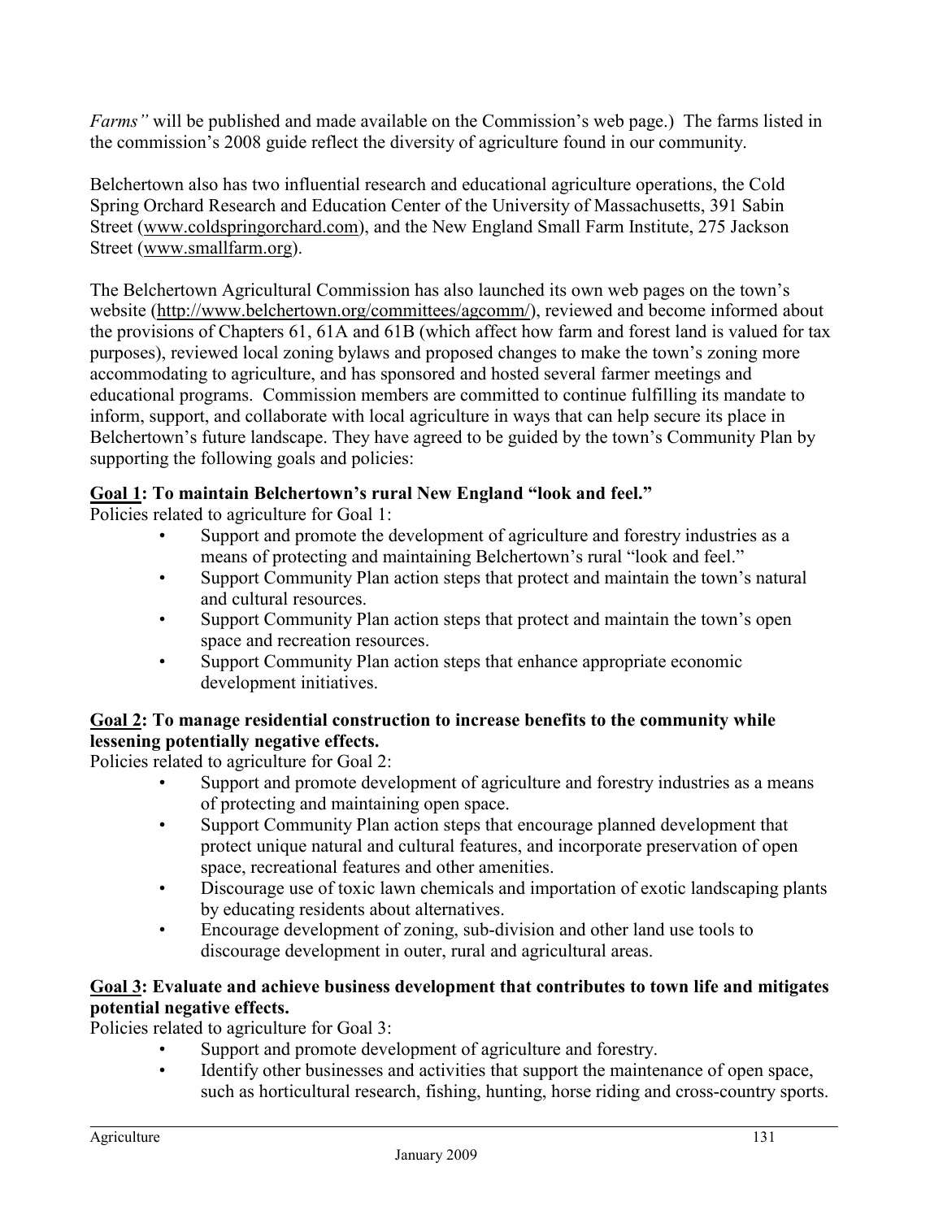*Farms"* will be published and made available on the Commission's web page.) The farms listed in the commission's 2008 guide reflect the diversity of agriculture found in our community.

Belchertown also has two influential research and educational agriculture operations, the Cold Spring Orchard Research and Education Center of the University of Massachusetts, 391 Sabin Street (www.coldspringorchard.com), and the New England Small Farm Institute, 275 Jackson Street (www.smallfarm.org).

The Belchertown Agricultural Commission has also launched its own web pages on the town's website (http://www.belchertown.org/committees/agcomm/), reviewed and become informed about the provisions of Chapters 61, 61A and 61B (which affect how farm and forest land is valued for tax purposes), reviewed local zoning bylaws and proposed changes to make the town's zoning more accommodating to agriculture, and has sponsored and hosted several farmer meetings and educational programs. Commission members are committed to continue fulfilling its mandate to inform, support, and collaborate with local agriculture in ways that can help secure its place in Belchertown's future landscape. They have agreed to be guided by the town's Community Plan by supporting the following goals and policies:

**Goal 1: To maintain Belchertown's rural New England "look and feel."**

Policies related to agriculture for Goal 1:

- Support and promote the development of agriculture and forestry industries as a means of protecting and maintaining Belchertown's rural "look and feel."
- Support Community Plan action steps that protect and maintain the town's natural and cultural resources.
- Support Community Plan action steps that protect and maintain the town's open space and recreation resources.
- Support Community Plan action steps that enhance appropriate economic development initiatives.

**Goal 2: To manage residential construction to increase benefits to the community while lessening potentially negative effects.**

Policies related to agriculture for Goal 2:

- Support and promote development of agriculture and forestry industries as a means of protecting and maintaining open space.
- Support Community Plan action steps that encourage planned development that protect unique natural and cultural features, and incorporate preservation of open space, recreational features and other amenities.
- Discourage use of toxic lawn chemicals and importation of exotic landscaping plants by educating residents about alternatives.
- Encourage development of zoning, sub-division and other land use tools to discourage development in outer, rural and agricultural areas.

**Goal 3: Evaluate and achieve business development that contributes to town life and mitigates potential negative effects.**

Policies related to agriculture for Goal 3:

- Support and promote development of agriculture and forestry.
- Identify other businesses and activities that support the maintenance of open space, such as horticultural research, fishing, hunting, horse riding and cross-country sports.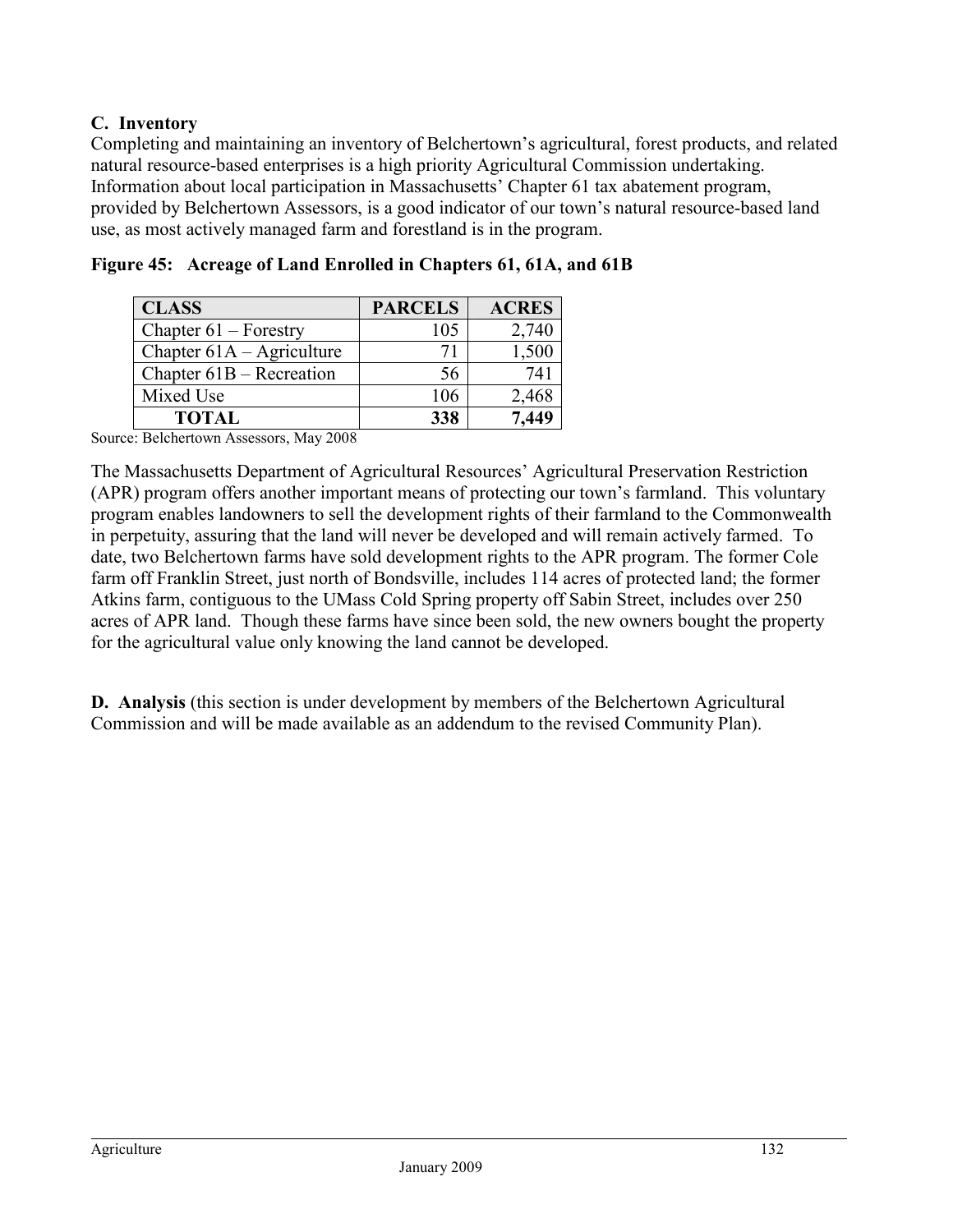### C. Inventory

Completing and maintaining an inventory of Belchertown's agricultural, forest products, and related natural resource-based enterprises is a high priority Agricultural Commission undertaking. Information about local participation in Massachusetts' Chapter 61 tax abatement program, provided by Belchertown Assessors, is a good indicator of our town's natural resource-based land use, as most actively managed farm and forestland is in the program.

**Figure 45: Acreage of Land Enrolled in Chapters 61, 61A, and 61B**

| CLASS | PARCELS | ACRES |
|---|---:|---:|
| Chapter 61 – Forestry | 105 | 2,740 |
| Chapter 61A – Agriculture | 71 | 1,500 |
| Chapter 61B – Recreation | 56 | 741 |
| Mixed Use | 106 | 2,468 |
| **TOTAL** | **338** | **7,449** |

Source: Belchertown Assessors, May 2008

The Massachusetts Department of Agricultural Resources' Agricultural Preservation Restriction (APR) program offers another important means of protecting our town's farmland. This voluntary program enables landowners to sell the development rights of their farmland to the Commonwealth in perpetuity, assuring that the land will never be developed and will remain actively farmed. To date, two Belchertown farms have sold development rights to the APR program. The former Cole farm off Franklin Street, just north of Bondsville, includes 114 acres of protected land; the former Atkins farm, contiguous to the UMass Cold Spring property off Sabin Street, includes over 250 acres of APR land. Though these farms have since been sold, the new owners bought the property for the agricultural value only knowing the land cannot be developed.

**D. Analysis** (this section is under development by members of the Belchertown Agricultural Commission and will be made available as an addendum to the revised Community Plan).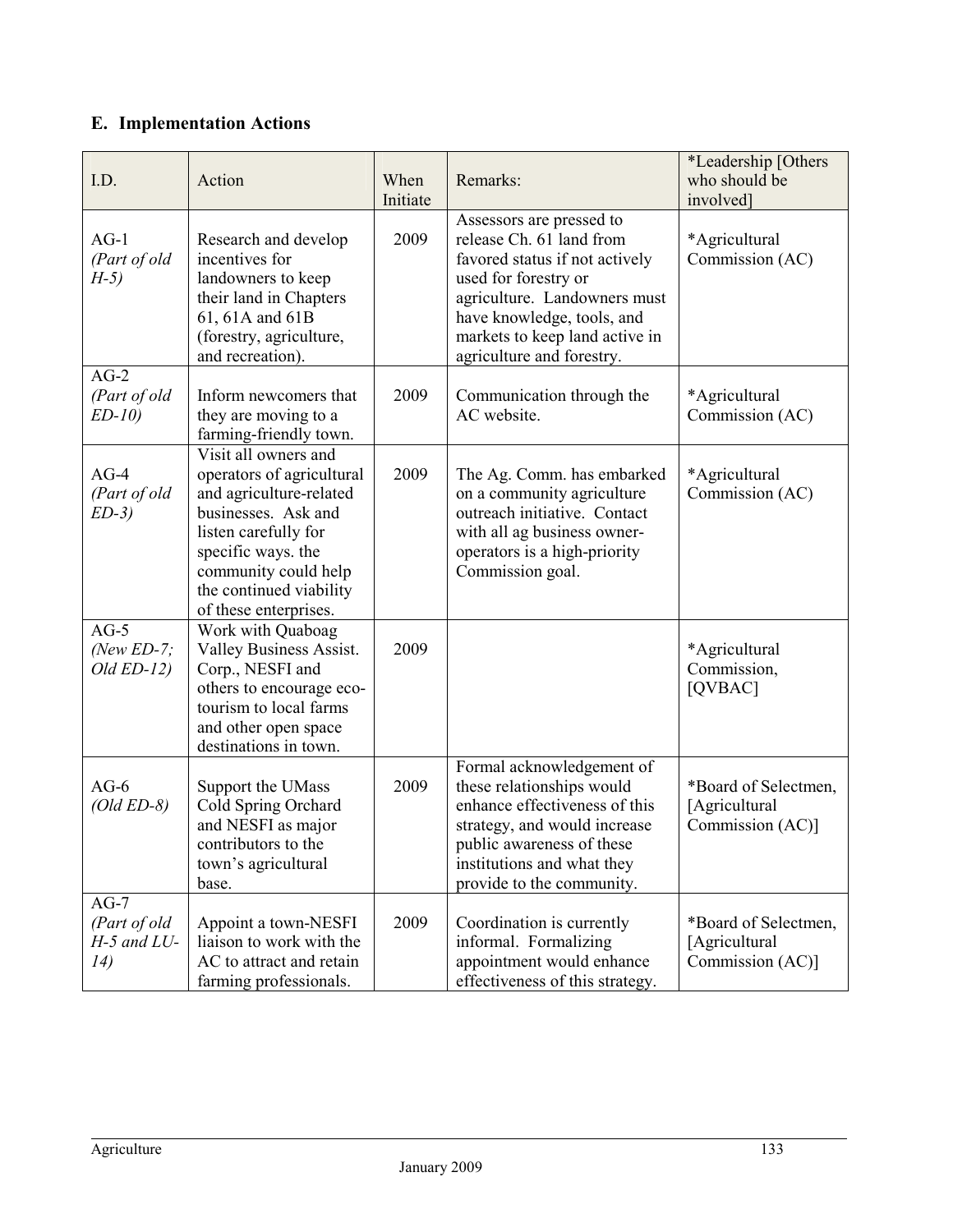## E. Implementation Actions

| I.D. | Action | When Initiate | Remarks: | *Leadership [Others who should be involved] |
|---|---|---|---|---|
| AG-1 *(Part of old H-5)* | Research and develop incentives for landowners to keep their land in Chapters 61, 61A and 61B (forestry, agriculture, and recreation). | 2009 | Assessors are pressed to release Ch. 61 land from favored status if not actively used for forestry or agriculture. Landowners must have knowledge, tools, and markets to keep land active in agriculture and forestry. | *Agricultural Commission (AC) |
| AG-2 *(Part of old ED-10)* | Inform newcomers that they are moving to a farming-friendly town. | 2009 | Communication through the AC website. | *Agricultural Commission (AC) |
| AG-4 *(Part of old ED-3)* | Visit all owners and operators of agricultural and agriculture-related businesses. Ask and listen carefully for specific ways. the community could help the continued viability of these enterprises. | 2009 | The Ag. Comm. has embarked on a community agriculture outreach initiative. Contact with all ag business owner-operators is a high-priority Commission goal. | *Agricultural Commission (AC) |
| AG-5 *(New ED-7; Old ED-12)* | Work with Quaboag Valley Business Assist. Corp., NESFI and others to encourage eco-tourism to local farms and other open space destinations in town. | 2009 | | *Agricultural Commission, [QVBAC] |
| AG-6 *(Old ED-8)* | Support the UMass Cold Spring Orchard and NESFI as major contributors to the town's agricultural base. | 2009 | Formal acknowledgement of these relationships would enhance effectiveness of this strategy, and would increase public awareness of these institutions and what they provide to the community. | *Board of Selectmen, [Agricultural Commission (AC)] |
| AG-7 *(Part of old H-5 and LU-14)* | Appoint a town-NESFI liaison to work with the AC to attract and retain farming professionals. | 2009 | Coordination is currently informal. Formalizing appointment would enhance effectiveness of this strategy. | *Board of Selectmen, [Agricultural Commission (AC)] |